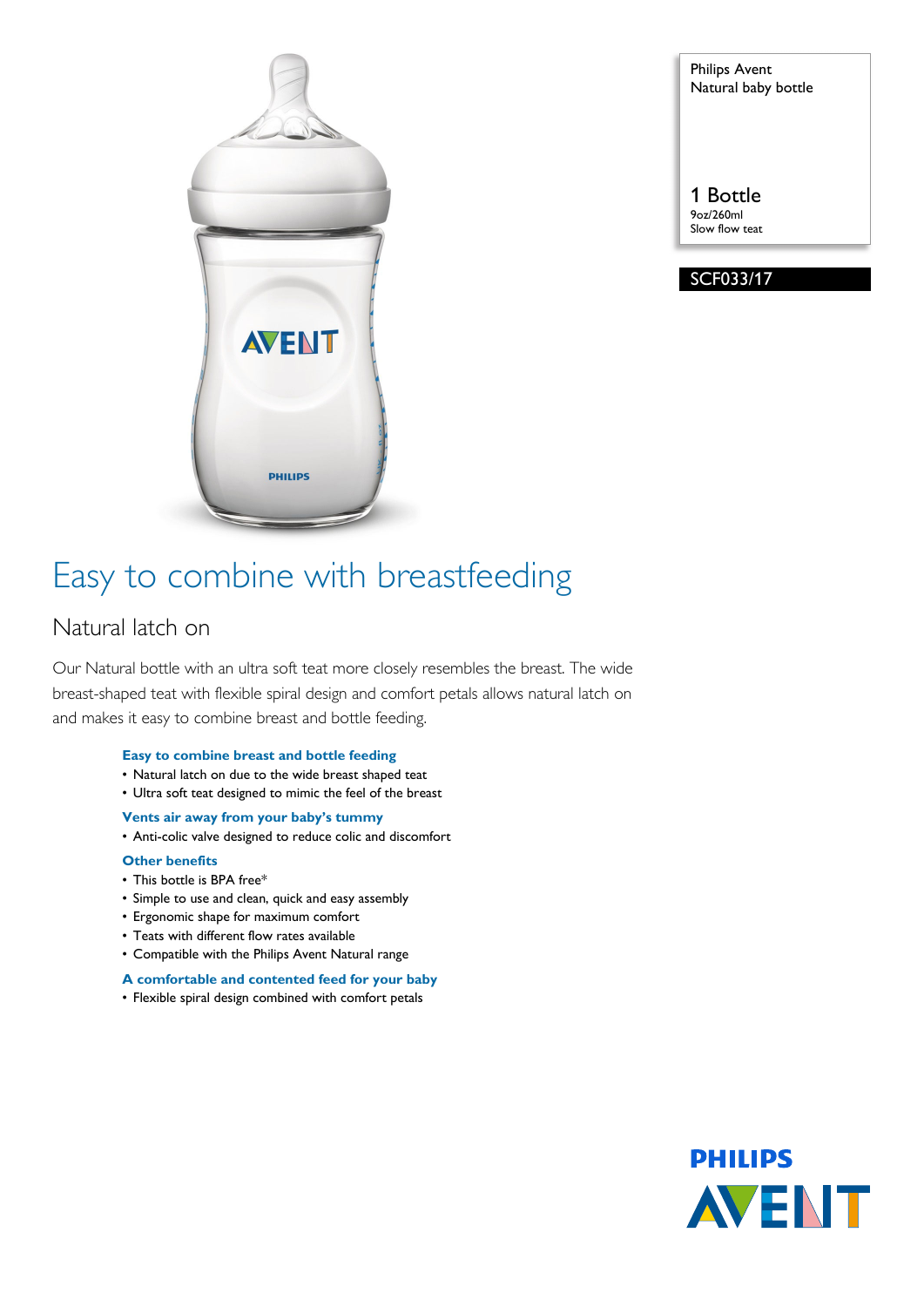Philips Avent
Natural baby bottle

1 Bottle
9oz/260ml
Slow flow teat

SCF033/17

# Easy to combine with breastfeeding

## Natural latch on

Our Natural bottle with an ultra soft teat more closely resembles the breast. The wide breast-shaped teat with flexible spiral design and comfort petals allows natural latch on and makes it easy to combine breast and bottle feeding.

**Easy to combine breast and bottle feeding**
- Natural latch on due to the wide breast shaped teat
- Ultra soft teat designed to mimic the feel of the breast

**Vents air away from your baby's tummy**
- Anti-colic valve designed to reduce colic and discomfort

**Other benefits**
- This bottle is BPA free*
- Simple to use and clean, quick and easy assembly
- Ergonomic shape for maximum comfort
- Teats with different flow rates available
- Compatible with the Philips Avent Natural range

**A comfortable and contented feed for your baby**
- Flexible spiral design combined with comfort petals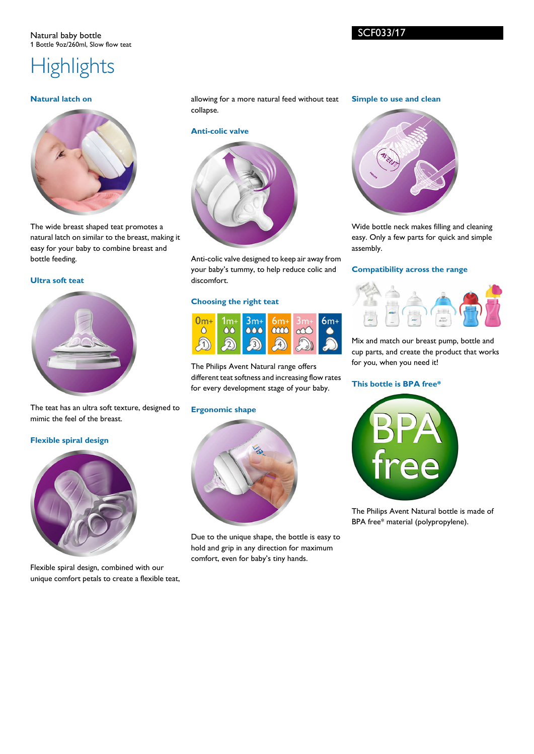Natural baby bottle
1 Bottle 9oz/260ml, Slow flow teat

SCF033/17

# Highlights

### Natural latch on

The wide breast shaped teat promotes a natural latch on similar to the breast, making it easy for your baby to combine breast and bottle feeding.

### Ultra soft teat

The teat has an ultra soft texture, designed to mimic the feel of the breast.

### Flexible spiral design

Flexible spiral design, combined with our unique comfort petals to create a flexible teat, allowing for a more natural feed without teat collapse.

### Anti-colic valve

Anti-colic valve designed to keep air away from your baby's tummy, to help reduce colic and discomfort.

### Choosing the right teat

The Philips Avent Natural range offers different teat softness and increasing flow rates for every development stage of your baby.

### Ergonomic shape

Due to the unique shape, the bottle is easy to hold and grip in any direction for maximum comfort, even for baby's tiny hands.

### Simple to use and clean

Wide bottle neck makes filling and cleaning easy. Only a few parts for quick and simple assembly.

### Compatibility across the range

Mix and match our breast pump, bottle and cup parts, and create the product that works for you, when you need it!

### This bottle is BPA free*

The Philips Avent Natural bottle is made of BPA free* material (polypropylene).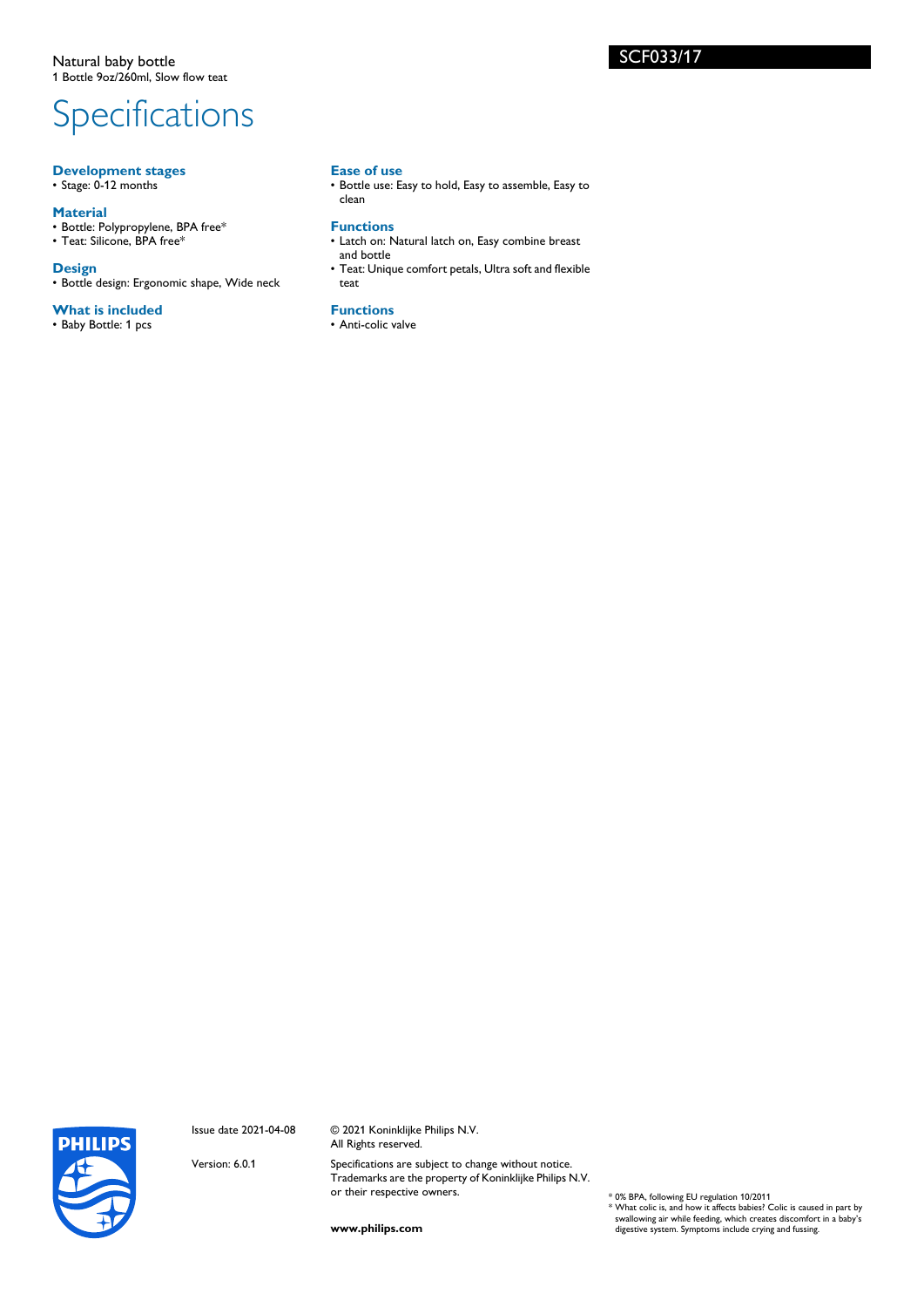Natural baby bottle
1 Bottle 9oz/260ml, Slow flow teat

SCF033/17

# Specifications

### Development stages
- Stage: 0-12 months

### Material
- Bottle: Polypropylene, BPA free*
- Teat: Silicone, BPA free*

### Design
- Bottle design: Ergonomic shape, Wide neck

### What is included
- Baby Bottle: 1 pcs

### Ease of use
- Bottle use: Easy to hold, Easy to assemble, Easy to clean

### Functions
- Latch on: Natural latch on, Easy combine breast and bottle
- Teat: Unique comfort petals, Ultra soft and flexible teat

### Functions
- Anti-colic valve

Issue date 2021-04-08

Version: 6.0.1

© 2021 Koninklijke Philips N.V.
All Rights reserved.

Specifications are subject to change without notice. Trademarks are the property of Koninklijke Philips N.V. or their respective owners.

**www.philips.com**

\* 0% BPA, following EU regulation 10/2011
\* What colic is, and how it affects babies? Colic is caused in part by swallowing air while feeding, which creates discomfort in a baby's digestive system. Symptoms include crying and fussing.